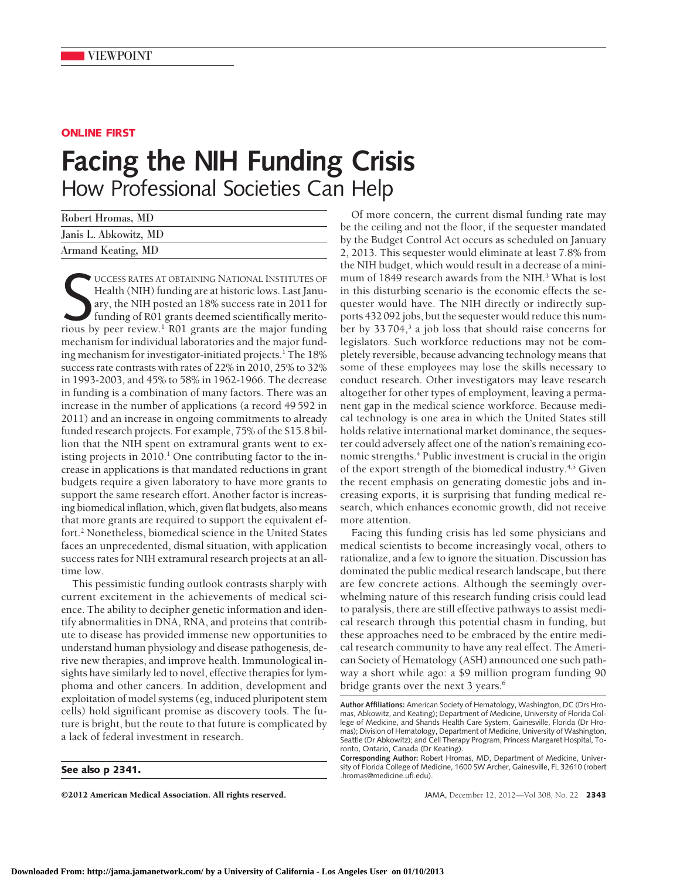VIEWPOINT

**ONLINE FIRST**

# Facing the NIH Funding Crisis

## How Professional Societies Can Help

Robert Hromas, MD

Janis L. Abkowitz, MD

Armand Keating, MD

SUCCESS RATES AT OBTAINING NATIONAL INSTITUTES OF Health (NIH) funding are at historic lows. Last January, the NIH posted an 18% success rate in 2011 for funding of R01 grants deemed scientifically meritorious by peer review.[1] R01 grants are the major funding mechanism for individual laboratories and the major funding mechanism for investigator-initiated projects.[1] The 18% success rate contrasts with rates of 22% in 2010, 25% to 32% in 1993-2003, and 45% to 58% in 1962-1966. The decrease in funding is a combination of many factors. There was an increase in the number of applications (a record 49 592 in 2011) and an increase in ongoing commitments to already funded research projects. For example, 75% of the $15.8 billion that the NIH spent on extramural grants went to existing projects in 2010.[1] One contributing factor to the increase in applications is that mandated reductions in grant budgets require a given laboratory to have more grants to support the same research effort. Another factor is increasing biomedical inflation, which, given flat budgets, also means that more grants are required to support the equivalent effort.[2] Nonetheless, biomedical science in the United States faces an unprecedented, dismal situation, with application success rates for NIH extramural research projects at an all-time low.

This pessimistic funding outlook contrasts sharply with current excitement in the achievements of medical science. The ability to decipher genetic information and identify abnormalities in DNA, RNA, and proteins that contribute to disease has provided immense new opportunities to understand human physiology and disease pathogenesis, derive new therapies, and improve health. Immunological insights have similarly led to novel, effective therapies for lymphoma and other cancers. In addition, development and exploitation of model systems (eg, induced pluripotent stem cells) hold significant promise as discovery tools. The future is bright, but the route to that future is complicated by a lack of federal investment in research.

**See also p 2341.**

Of more concern, the current dismal funding rate may be the ceiling and not the floor, if the sequester mandated by the Budget Control Act occurs as scheduled on January 2, 2013. This sequester would eliminate at least 7.8% from the NIH budget, which would result in a decrease of a minimum of 1849 research awards from the NIH.[3] What is lost in this disturbing scenario is the economic effects the sequester would have. The NIH directly or indirectly supports 432 092 jobs, but the sequester would reduce this number by 33 704,[3] a job loss that should raise concerns for legislators. Such workforce reductions may not be completely reversible, because advancing technology means that some of these employees may lose the skills necessary to conduct research. Other investigators may leave research altogether for other types of employment, leaving a permanent gap in the medical science workforce. Because medical technology is one area in which the United States still holds relative international market dominance, the sequester could adversely affect one of the nation's remaining economic strengths.[4] Public investment is crucial in the origin of the export strength of the biomedical industry.[4,5] Given the recent emphasis on generating domestic jobs and increasing exports, it is surprising that funding medical research, which enhances economic growth, did not receive more attention.

Facing this funding crisis has led some physicians and medical scientists to become increasingly vocal, others to rationalize, and a few to ignore the situation. Discussion has dominated the public medical research landscape, but there are few concrete actions. Although the seemingly overwhelming nature of this research funding crisis could lead to paralysis, there are still effective pathways to assist medical research through this potential chasm in funding, but these approaches need to be embraced by the entire medical research community to have any real effect. The American Society of Hematology (ASH) announced one such pathway a short while ago: a $9 million program funding 90 bridge grants over the next 3 years.[6]

**Author Affiliations:** American Society of Hematology, Washington, DC (Drs Hromas, Abkowitz, and Keating); Department of Medicine, University of Florida College of Medicine, and Shands Health Care System, Gainesville, Florida (Dr Hromas); Division of Hematology, Department of Medicine, University of Washington, Seattle (Dr Abkowitz); and Cell Therapy Program, Princess Margaret Hospital, Toronto, Ontario, Canada (Dr Keating).

**Corresponding Author:** Robert Hromas, MD, Department of Medicine, University of Florida College of Medicine, 1600 SW Archer, Gainesville, FL 32610 (robert.hromas@medicine.ufl.edu).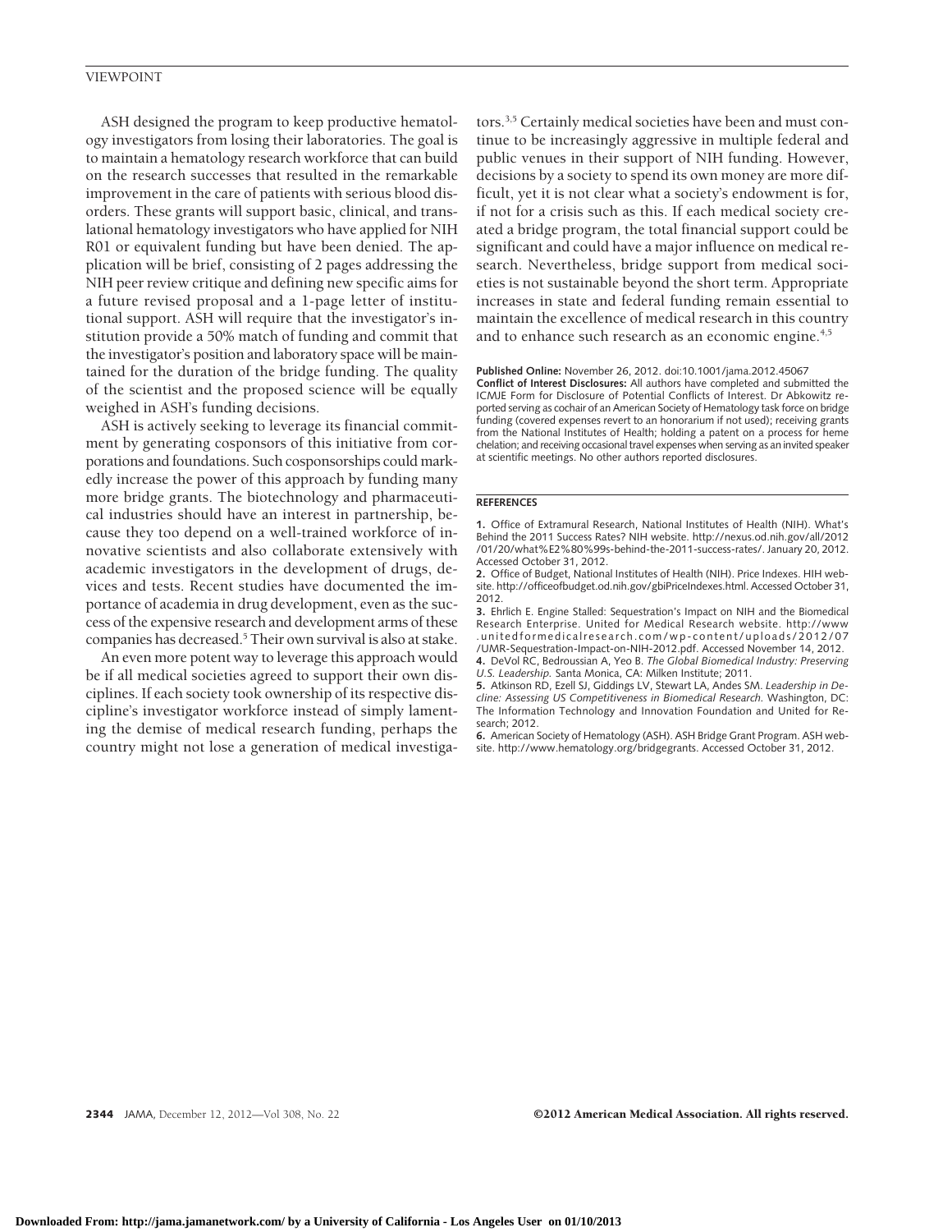ASH designed the program to keep productive hematology investigators from losing their laboratories. The goal is to maintain a hematology research workforce that can build on the research successes that resulted in the remarkable improvement in the care of patients with serious blood disorders. These grants will support basic, clinical, and translational hematology investigators who have applied for NIH R01 or equivalent funding but have been denied. The application will be brief, consisting of 2 pages addressing the NIH peer review critique and defining new specific aims for a future revised proposal and a 1-page letter of institutional support. ASH will require that the investigator's institution provide a 50% match of funding and commit that the investigator's position and laboratory space will be maintained for the duration of the bridge funding. The quality of the scientist and the proposed science will be equally weighed in ASH's funding decisions.

ASH is actively seeking to leverage its financial commitment by generating cosponsors of this initiative from corporations and foundations. Such cosponsorships could markedly increase the power of this approach by funding many more bridge grants. The biotechnology and pharmaceutical industries should have an interest in partnership, because they too depend on a well-trained workforce of innovative scientists and also collaborate extensively with academic investigators in the development of drugs, devices and tests. Recent studies have documented the importance of academia in drug development, even as the success of the expensive research and development arms of these companies has decreased.[5] Their own survival is also at stake.

An even more potent way to leverage this approach would be if all medical societies agreed to support their own disciplines. If each society took ownership of its respective discipline's investigator workforce instead of simply lamenting the demise of medical research funding, perhaps the country might not lose a generation of medical investigators.[3,5] Certainly medical societies have been and must continue to be increasingly aggressive in multiple federal and public venues in their support of NIH funding. However, decisions by a society to spend its own money are more difficult, yet it is not clear what a society's endowment is for, if not for a crisis such as this. If each medical society created a bridge program, the total financial support could be significant and could have a major influence on medical research. Nevertheless, bridge support from medical societies is not sustainable beyond the short term. Appropriate increases in state and federal funding remain essential to maintain the excellence of medical research in this country and to enhance such research as an economic engine.[4,5]

**Published Online:** November 26, 2012. doi:10.1001/jama.2012.45067

**Conflict of Interest Disclosures:** All authors have completed and submitted the ICMJE Form for Disclosure of Potential Conflicts of Interest. Dr Abkowitz reported serving as cochair of an American Society of Hematology task force on bridge funding (covered expenses revert to an honorarium if not used); receiving grants from the National Institutes of Health; holding a patent on a process for heme chelation; and receiving occasional travel expenses when serving as an invited speaker at scientific meetings. No other authors reported disclosures.

## REFERENCES

1. Office of Extramural Research, National Institutes of Health (NIH). What's Behind the 2011 Success Rates? NIH website. http://nexus.od.nih.gov/all/2012/01/20/what%E2%80%99s-behind-the-2011-success-rates/. January 20, 2012. Accessed October 31, 2012.
2. Office of Budget, National Institutes of Health (NIH). Price Indexes. HIH website. http://officeofbudget.od.nih.gov/gbiPriceIndexes.html. Accessed October 31, 2012.
3. Ehrlich E. Engine Stalled: Sequestration's Impact on NIH and the Biomedical Research Enterprise. United for Medical Research website. http://www.unitedformedicalresearch.com/wp-content/uploads/2012/07/UMR-Sequestration-Impact-on-NIH-2012.pdf. Accessed November 14, 2012.
4. DeVol RC, Bedroussian A, Yeo B. *The Global Biomedical Industry: Preserving U.S. Leadership.* Santa Monica, CA: Milken Institute; 2011.
5. Atkinson RD, Ezell SJ, Giddings LV, Stewart LA, Andes SM. *Leadership in Decline: Assessing US Competitiveness in Biomedical Research.* Washington, DC: The Information Technology and Innovation Foundation and United for Research; 2012.
6. American Society of Hematology (ASH). ASH Bridge Grant Program. ASH website. http://www.hematology.org/bridgegrants. Accessed October 31, 2012.